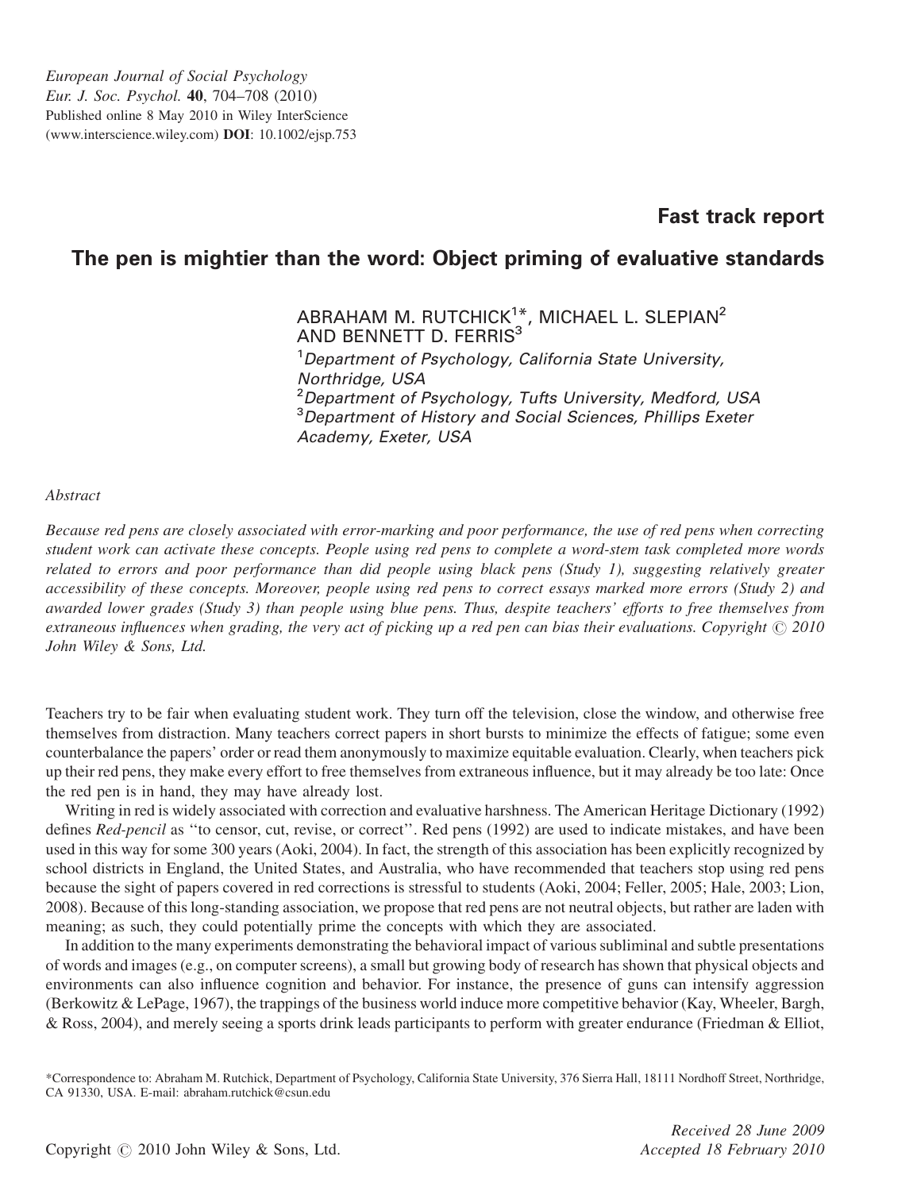European Journal of Social Psychology
Eur. J. Soc. Psychol. **40**, 704–708 (2010)
Published online 8 May 2010 in Wiley InterScience
(www.interscience.wiley.com) **DOI**: 10.1002/ejsp.753

**Fast track report**

# The pen is mightier than the word: Object priming of evaluative standards

ABRAHAM M. RUTCHICK[1]*, MICHAEL L. SLEPIAN[2] AND BENNETT D. FERRIS[3]

[1]*Department of Psychology, California State University, Northridge, USA*
[2]*Department of Psychology, Tufts University, Medford, USA*
[3]*Department of History and Social Sciences, Phillips Exeter Academy, Exeter, USA*

*Abstract*

*Because red pens are closely associated with error-marking and poor performance, the use of red pens when correcting student work can activate these concepts. People using red pens to complete a word-stem task completed more words related to errors and poor performance than did people using black pens (Study 1), suggesting relatively greater accessibility of these concepts. Moreover, people using red pens to correct essays marked more errors (Study 2) and awarded lower grades (Study 3) than people using blue pens. Thus, despite teachers' efforts to free themselves from extraneous influences when grading, the very act of picking up a red pen can bias their evaluations. Copyright © 2010 John Wiley & Sons, Ltd.*

Teachers try to be fair when evaluating student work. They turn off the television, close the window, and otherwise free themselves from distraction. Many teachers correct papers in short bursts to minimize the effects of fatigue; some even counterbalance the papers' order or read them anonymously to maximize equitable evaluation. Clearly, when teachers pick up their red pens, they make every effort to free themselves from extraneous influence, but it may already be too late: Once the red pen is in hand, they may have already lost.

Writing in red is widely associated with correction and evaluative harshness. The American Heritage Dictionary (1992) defines *Red-pencil* as ''to censor, cut, revise, or correct''. Red pens (1992) are used to indicate mistakes, and have been used in this way for some 300 years (Aoki, 2004). In fact, the strength of this association has been explicitly recognized by school districts in England, the United States, and Australia, who have recommended that teachers stop using red pens because the sight of papers covered in red corrections is stressful to students (Aoki, 2004; Feller, 2005; Hale, 2003; Lion, 2008). Because of this long-standing association, we propose that red pens are not neutral objects, but rather are laden with meaning; as such, they could potentially prime the concepts with which they are associated.

In addition to the many experiments demonstrating the behavioral impact of various subliminal and subtle presentations of words and images (e.g., on computer screens), a small but growing body of research has shown that physical objects and environments can also influence cognition and behavior. For instance, the presence of guns can intensify aggression (Berkowitz & LePage, 1967), the trappings of the business world induce more competitive behavior (Kay, Wheeler, Bargh, & Ross, 2004), and merely seeing a sports drink leads participants to perform with greater endurance (Friedman & Elliot,

*Correspondence to: Abraham M. Rutchick, Department of Psychology, California State University, 376 Sierra Hall, 18111 Nordhoff Street, Northridge, CA 91330, USA. E-mail: abraham.rutchick@csun.edu

Copyright © 2010 John Wiley & Sons, Ltd.

*Received 28 June 2009*
*Accepted 18 February 2010*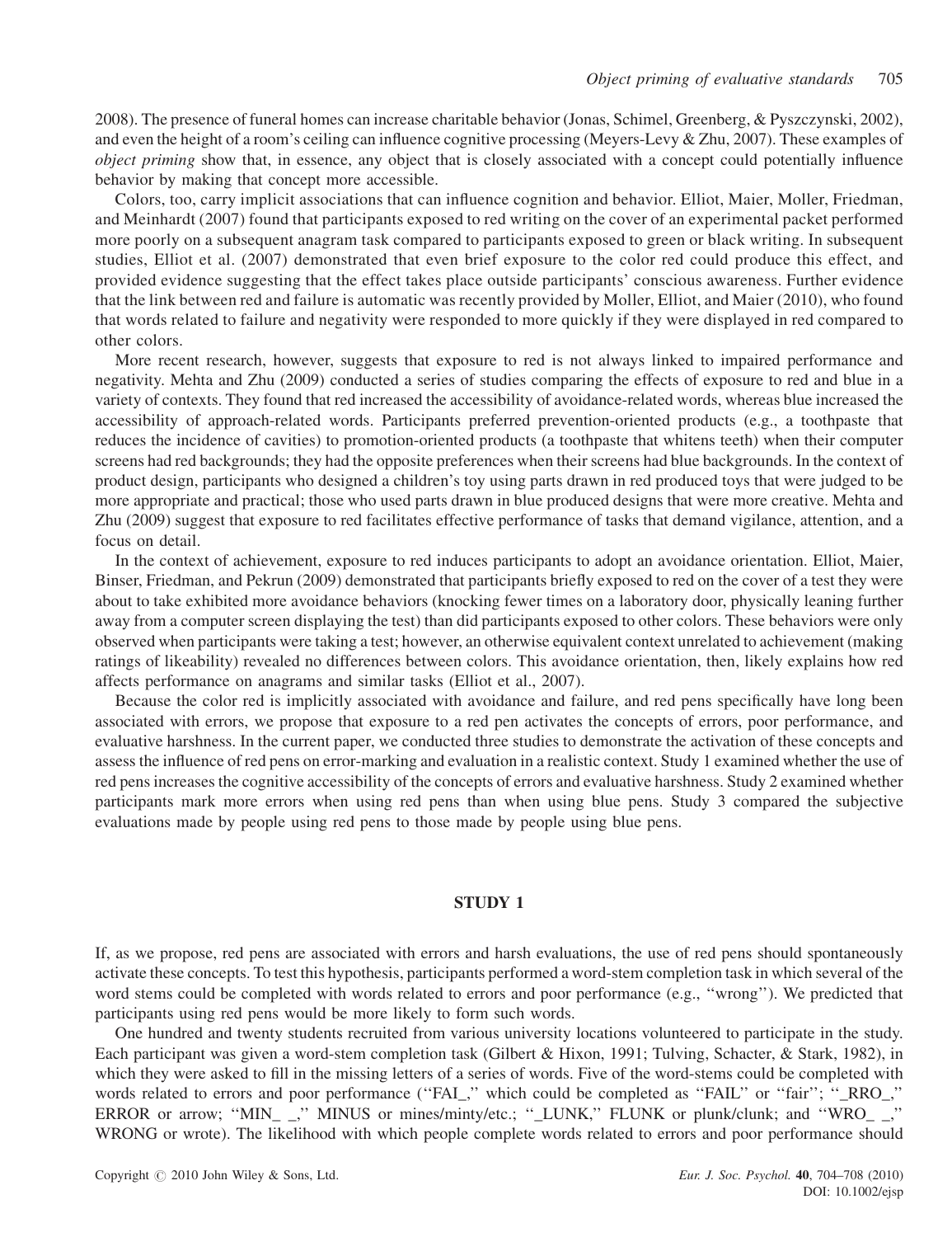2008). The presence of funeral homes can increase charitable behavior (Jonas, Schimel, Greenberg, & Pyszczynski, 2002), and even the height of a room's ceiling can influence cognitive processing (Meyers-Levy & Zhu, 2007). These examples of *object priming* show that, in essence, any object that is closely associated with a concept could potentially influence behavior by making that concept more accessible.

Colors, too, carry implicit associations that can influence cognition and behavior. Elliot, Maier, Moller, Friedman, and Meinhardt (2007) found that participants exposed to red writing on the cover of an experimental packet performed more poorly on a subsequent anagram task compared to participants exposed to green or black writing. In subsequent studies, Elliot et al. (2007) demonstrated that even brief exposure to the color red could produce this effect, and provided evidence suggesting that the effect takes place outside participants' conscious awareness. Further evidence that the link between red and failure is automatic was recently provided by Moller, Elliot, and Maier (2010), who found that words related to failure and negativity were responded to more quickly if they were displayed in red compared to other colors.

More recent research, however, suggests that exposure to red is not always linked to impaired performance and negativity. Mehta and Zhu (2009) conducted a series of studies comparing the effects of exposure to red and blue in a variety of contexts. They found that red increased the accessibility of avoidance-related words, whereas blue increased the accessibility of approach-related words. Participants preferred prevention-oriented products (e.g., a toothpaste that reduces the incidence of cavities) to promotion-oriented products (a toothpaste that whitens teeth) when their computer screens had red backgrounds; they had the opposite preferences when their screens had blue backgrounds. In the context of product design, participants who designed a children's toy using parts drawn in red produced toys that were judged to be more appropriate and practical; those who used parts drawn in blue produced designs that were more creative. Mehta and Zhu (2009) suggest that exposure to red facilitates effective performance of tasks that demand vigilance, attention, and a focus on detail.

In the context of achievement, exposure to red induces participants to adopt an avoidance orientation. Elliot, Maier, Binser, Friedman, and Pekrun (2009) demonstrated that participants briefly exposed to red on the cover of a test they were about to take exhibited more avoidance behaviors (knocking fewer times on a laboratory door, physically leaning further away from a computer screen displaying the test) than did participants exposed to other colors. These behaviors were only observed when participants were taking a test; however, an otherwise equivalent context unrelated to achievement (making ratings of likeability) revealed no differences between colors. This avoidance orientation, then, likely explains how red affects performance on anagrams and similar tasks (Elliot et al., 2007).

Because the color red is implicitly associated with avoidance and failure, and red pens specifically have long been associated with errors, we propose that exposure to a red pen activates the concepts of errors, poor performance, and evaluative harshness. In the current paper, we conducted three studies to demonstrate the activation of these concepts and assess the influence of red pens on error-marking and evaluation in a realistic context. Study 1 examined whether the use of red pens increases the cognitive accessibility of the concepts of errors and evaluative harshness. Study 2 examined whether participants mark more errors when using red pens than when using blue pens. Study 3 compared the subjective evaluations made by people using red pens to those made by people using blue pens.

## STUDY 1

If, as we propose, red pens are associated with errors and harsh evaluations, the use of red pens should spontaneously activate these concepts. To test this hypothesis, participants performed a word-stem completion task in which several of the word stems could be completed with words related to errors and poor performance (e.g., ''wrong''). We predicted that participants using red pens would be more likely to form such words.

One hundred and twenty students recruited from various university locations volunteered to participate in the study. Each participant was given a word-stem completion task (Gilbert & Hixon, 1991; Tulving, Schacter, & Stark, 1982), in which they were asked to fill in the missing letters of a series of words. Five of the word-stems could be completed with words related to errors and poor performance (''FAI_,'' which could be completed as ''FAIL'' or ''fair''; ''_RRO_,'' ERROR or arrow; ''MIN_ _,'' MINUS or mines/minty/etc.; ''_LUNK,'' FLUNK or plunk/clunk; and ''WRO_ _,'' WRONG or wrote). The likelihood with which people complete words related to errors and poor performance should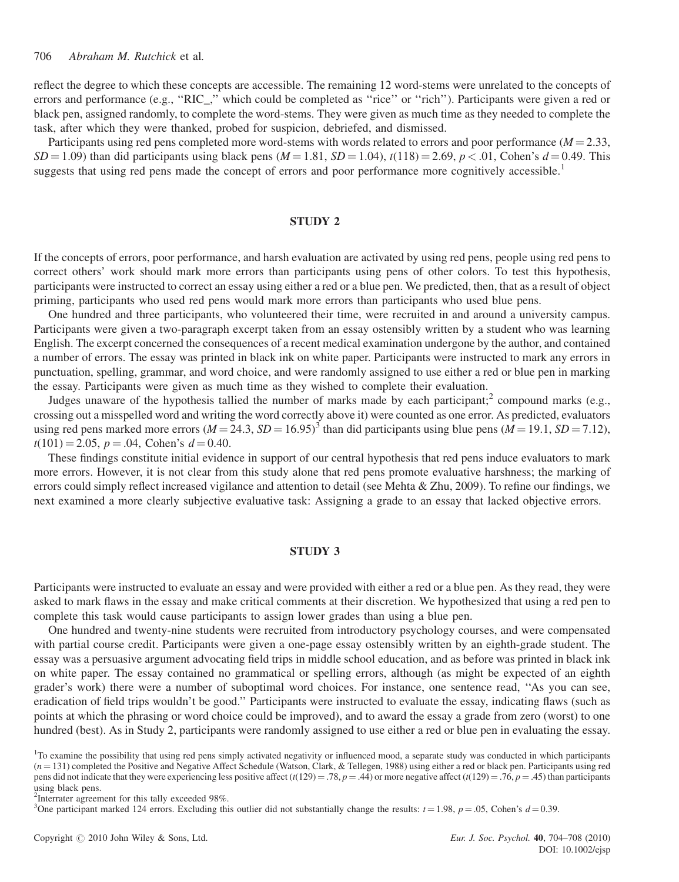reflect the degree to which these concepts are accessible. The remaining 12 word-stems were unrelated to the concepts of errors and performance (e.g., "RIC_," which could be completed as "rice" or "rich"). Participants were given a red or black pen, assigned randomly, to complete the word-stems. They were given as much time as they needed to complete the task, after which they were thanked, probed for suspicion, debriefed, and dismissed.

Participants using red pens completed more word-stems with words related to errors and poor performance ($M = 2.33$, $SD = 1.09$) than did participants using black pens ($M = 1.81$, $SD = 1.04$), $t(118) = 2.69$, $p < .01$, Cohen's $d = 0.49$. This suggests that using red pens made the concept of errors and poor performance more cognitively accessible.[1]

## STUDY 2

If the concepts of errors, poor performance, and harsh evaluation are activated by using red pens, people using red pens to correct others' work should mark more errors than participants using pens of other colors. To test this hypothesis, participants were instructed to correct an essay using either a red or a blue pen. We predicted, then, that as a result of object priming, participants who used red pens would mark more errors than participants who used blue pens.

One hundred and three participants, who volunteered their time, were recruited in and around a university campus. Participants were given a two-paragraph excerpt taken from an essay ostensibly written by a student who was learning English. The excerpt concerned the consequences of a recent medical examination undergone by the author, and contained a number of errors. The essay was printed in black ink on white paper. Participants were instructed to mark any errors in punctuation, spelling, grammar, and word choice, and were randomly assigned to use either a red or blue pen in marking the essay. Participants were given as much time as they wished to complete their evaluation.

Judges unaware of the hypothesis tallied the number of marks made by each participant;[2] compound marks (e.g., crossing out a misspelled word and writing the word correctly above it) were counted as one error. As predicted, evaluators using red pens marked more errors ($M = 24.3$, $SD = 16.95$)[3] than did participants using blue pens ($M = 19.1$, $SD = 7.12$), $t(101) = 2.05$, $p = .04$, Cohen's $d = 0.40$.

These findings constitute initial evidence in support of our central hypothesis that red pens induce evaluators to mark more errors. However, it is not clear from this study alone that red pens promote evaluative harshness; the marking of errors could simply reflect increased vigilance and attention to detail (see Mehta & Zhu, 2009). To refine our findings, we next examined a more clearly subjective evaluative task: Assigning a grade to an essay that lacked objective errors.

## STUDY 3

Participants were instructed to evaluate an essay and were provided with either a red or a blue pen. As they read, they were asked to mark flaws in the essay and make critical comments at their discretion. We hypothesized that using a red pen to complete this task would cause participants to assign lower grades than using a blue pen.

One hundred and twenty-nine students were recruited from introductory psychology courses, and were compensated with partial course credit. Participants were given a one-page essay ostensibly written by an eighth-grade student. The essay was a persuasive argument advocating field trips in middle school education, and as before was printed in black ink on white paper. The essay contained no grammatical or spelling errors, although (as might be expected of an eighth grader's work) there were a number of suboptimal word choices. For instance, one sentence read, "As you can see, eradication of field trips wouldn't be good." Participants were instructed to evaluate the essay, indicating flaws (such as points at which the phrasing or word choice could be improved), and to award the essay a grade from zero (worst) to one hundred (best). As in Study 2, participants were randomly assigned to use either a red or blue pen in evaluating the essay.

[1]To examine the possibility that using red pens simply activated negativity or influenced mood, a separate study was conducted in which participants ($n = 131$) completed the Positive and Negative Affect Schedule (Watson, Clark, & Tellegen, 1988) using either a red or black pen. Participants using red pens did not indicate that they were experiencing less positive affect ($t(129) = .78$, $p = .44$) or more negative affect ($t(129) = .76$, $p = .45$) than participants using black pens.

[2]Interrater agreement for this tally exceeded 98%.

[3]One participant marked 124 errors. Excluding this outlier did not substantially change the results: $t = 1.98$, $p = .05$, Cohen's $d = 0.39$.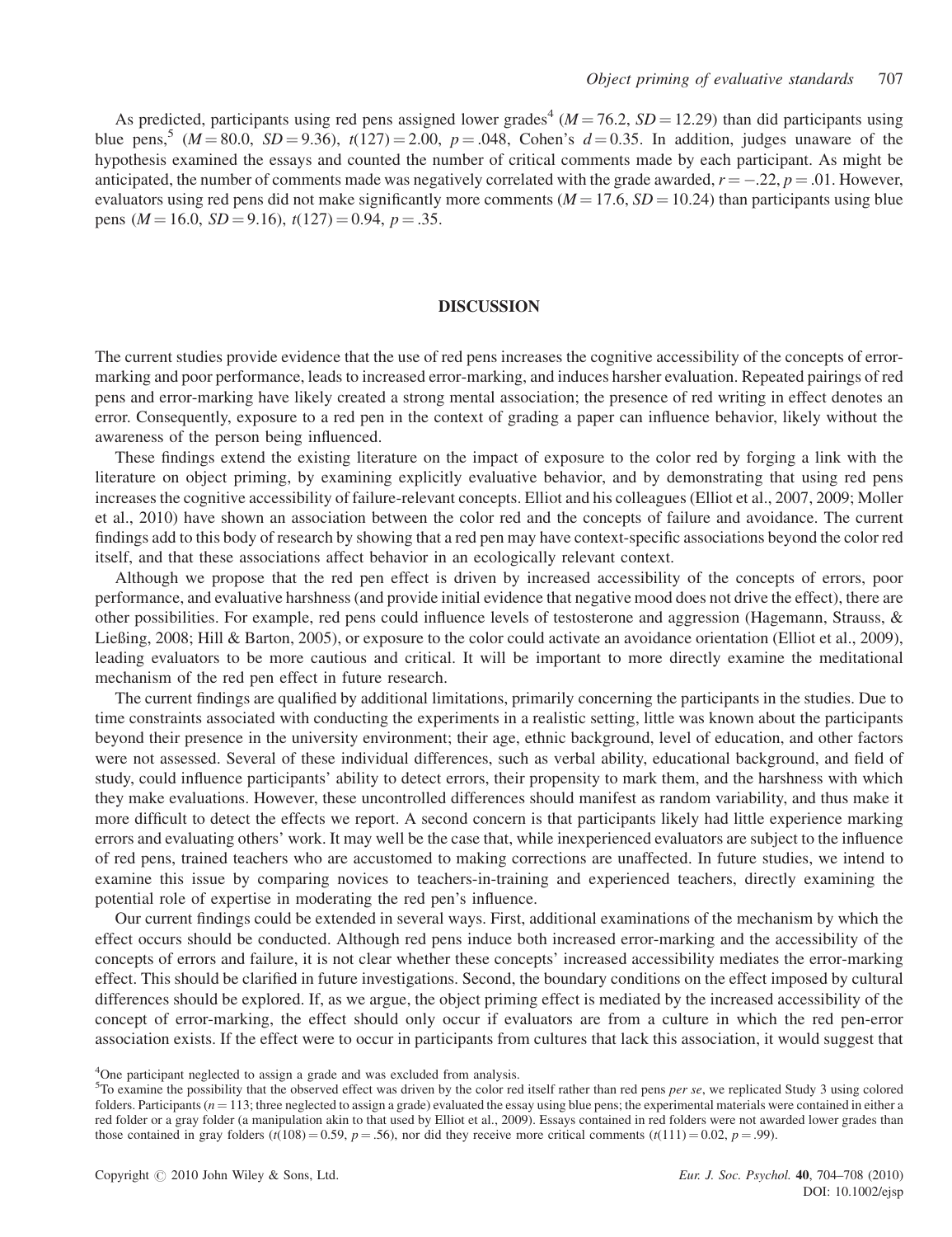As predicted, participants using red pens assigned lower grades[4] ($M = 76.2$, $SD = 12.29$) than did participants using blue pens,[5] ($M = 80.0$, $SD = 9.36$), $t(127) = 2.00$, $p = .048$, Cohen's $d = 0.35$. In addition, judges unaware of the hypothesis examined the essays and counted the number of critical comments made by each participant. As might be anticipated, the number of comments made was negatively correlated with the grade awarded, $r = -.22$, $p = .01$. However, evaluators using red pens did not make significantly more comments ($M = 17.6$, $SD = 10.24$) than participants using blue pens ($M = 16.0$, $SD = 9.16$), $t(127) = 0.94$, $p = .35$.

## DISCUSSION

The current studies provide evidence that the use of red pens increases the cognitive accessibility of the concepts of error-marking and poor performance, leads to increased error-marking, and induces harsher evaluation. Repeated pairings of red pens and error-marking have likely created a strong mental association; the presence of red writing in effect denotes an error. Consequently, exposure to a red pen in the context of grading a paper can influence behavior, likely without the awareness of the person being influenced.

These findings extend the existing literature on the impact of exposure to the color red by forging a link with the literature on object priming, by examining explicitly evaluative behavior, and by demonstrating that using red pens increases the cognitive accessibility of failure-relevant concepts. Elliot and his colleagues (Elliot et al., 2007, 2009; Moller et al., 2010) have shown an association between the color red and the concepts of failure and avoidance. The current findings add to this body of research by showing that a red pen may have context-specific associations beyond the color red itself, and that these associations affect behavior in an ecologically relevant context.

Although we propose that the red pen effect is driven by increased accessibility of the concepts of errors, poor performance, and evaluative harshness (and provide initial evidence that negative mood does not drive the effect), there are other possibilities. For example, red pens could influence levels of testosterone and aggression (Hagemann, Strauss, & Ließing, 2008; Hill & Barton, 2005), or exposure to the color could activate an avoidance orientation (Elliot et al., 2009), leading evaluators to be more cautious and critical. It will be important to more directly examine the meditational mechanism of the red pen effect in future research.

The current findings are qualified by additional limitations, primarily concerning the participants in the studies. Due to time constraints associated with conducting the experiments in a realistic setting, little was known about the participants beyond their presence in the university environment; their age, ethnic background, level of education, and other factors were not assessed. Several of these individual differences, such as verbal ability, educational background, and field of study, could influence participants' ability to detect errors, their propensity to mark them, and the harshness with which they make evaluations. However, these uncontrolled differences should manifest as random variability, and thus make it more difficult to detect the effects we report. A second concern is that participants likely had little experience marking errors and evaluating others' work. It may well be the case that, while inexperienced evaluators are subject to the influence of red pens, trained teachers who are accustomed to making corrections are unaffected. In future studies, we intend to examine this issue by comparing novices to teachers-in-training and experienced teachers, directly examining the potential role of expertise in moderating the red pen's influence.

Our current findings could be extended in several ways. First, additional examinations of the mechanism by which the effect occurs should be conducted. Although red pens induce both increased error-marking and the accessibility of the concepts of errors and failure, it is not clear whether these concepts' increased accessibility mediates the error-marking effect. This should be clarified in future investigations. Second, the boundary conditions on the effect imposed by cultural differences should be explored. If, as we argue, the object priming effect is mediated by the increased accessibility of the concept of error-marking, the effect should only occur if evaluators are from a culture in which the red pen-error association exists. If the effect were to occur in participants from cultures that lack this association, it would suggest that

[4]One participant neglected to assign a grade and was excluded from analysis.

[5]To examine the possibility that the observed effect was driven by the color red itself rather than red pens *per se*, we replicated Study 3 using colored folders. Participants ($n = 113$; three neglected to assign a grade) evaluated the essay using blue pens; the experimental materials were contained in either a red folder or a gray folder (a manipulation akin to that used by Elliot et al., 2009). Essays contained in red folders were not awarded lower grades than those contained in gray folders ($t(108) = 0.59$, $p = .56$), nor did they receive more critical comments ($t(111) = 0.02$, $p = .99$).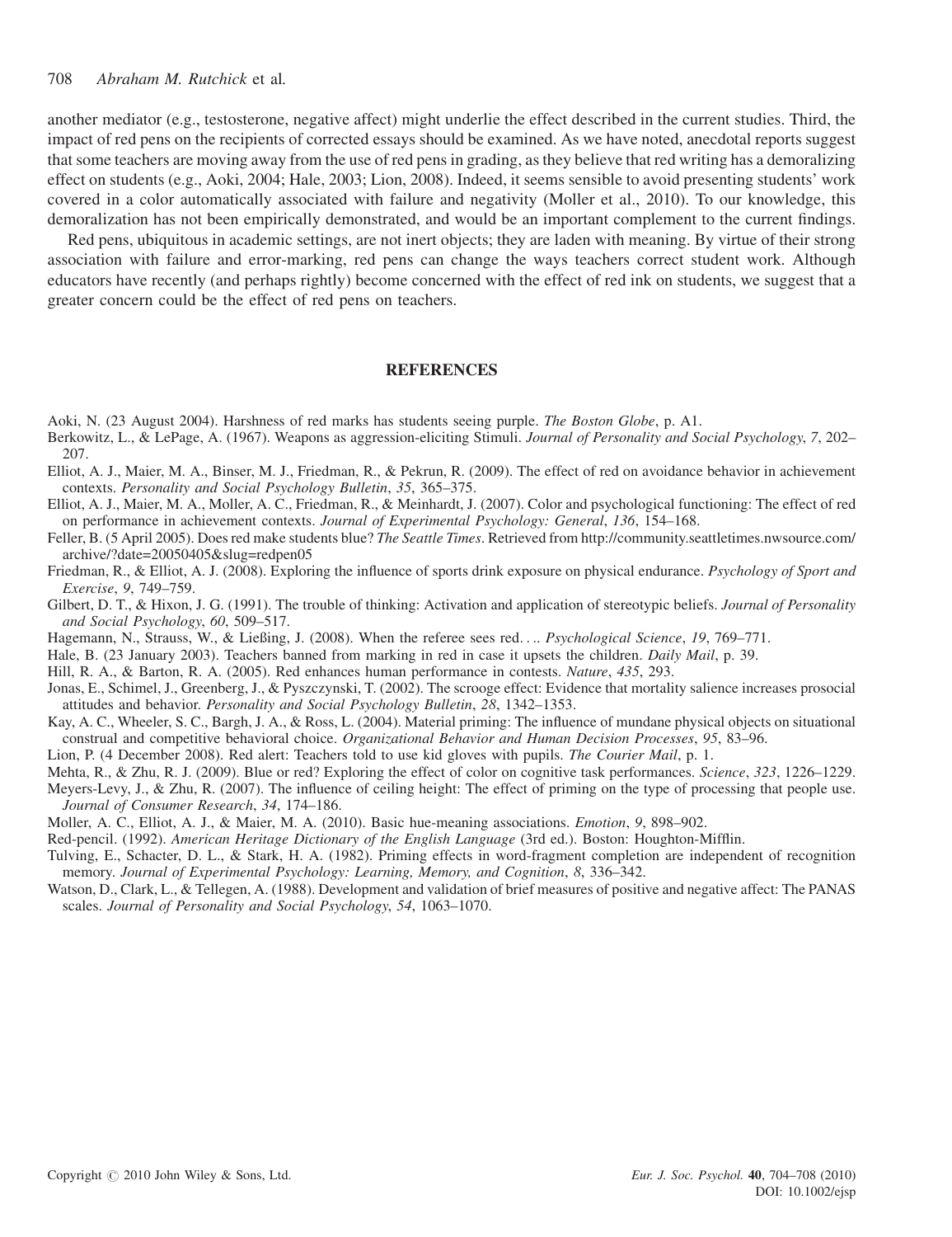another mediator (e.g., testosterone, negative affect) might underlie the effect described in the current studies. Third, the impact of red pens on the recipients of corrected essays should be examined. As we have noted, anecdotal reports suggest that some teachers are moving away from the use of red pens in grading, as they believe that red writing has a demoralizing effect on students (e.g., Aoki, 2004; Hale, 2003; Lion, 2008). Indeed, it seems sensible to avoid presenting students' work covered in a color automatically associated with failure and negativity (Moller et al., 2010). To our knowledge, this demoralization has not been empirically demonstrated, and would be an important complement to the current findings.

Red pens, ubiquitous in academic settings, are not inert objects; they are laden with meaning. By virtue of their strong association with failure and error-marking, red pens can change the ways teachers correct student work. Although educators have recently (and perhaps rightly) become concerned with the effect of red ink on students, we suggest that a greater concern could be the effect of red pens on teachers.

## REFERENCES

Aoki, N. (23 August 2004). Harshness of red marks has students seeing purple. *The Boston Globe*, p. A1.

Berkowitz, L., & LePage, A. (1967). Weapons as aggression-eliciting Stimuli. *Journal of Personality and Social Psychology*, *7*, 202–207.

Elliot, A. J., Maier, M. A., Binser, M. J., Friedman, R., & Pekrun, R. (2009). The effect of red on avoidance behavior in achievement contexts. *Personality and Social Psychology Bulletin*, *35*, 365–375.

Elliot, A. J., Maier, M. A., Moller, A. C., Friedman, R., & Meinhardt, J. (2007). Color and psychological functioning: The effect of red on performance in achievement contexts. *Journal of Experimental Psychology: General*, *136*, 154–168.

Feller, B. (5 April 2005). Does red make students blue? *The Seattle Times*. Retrieved from http://community.seattletimes.nwsource.com/archive/?date=20050405&slug=redpen05

Friedman, R., & Elliot, A. J. (2008). Exploring the influence of sports drink exposure on physical endurance. *Psychology of Sport and Exercise*, *9*, 749–759.

Gilbert, D. T., & Hixon, J. G. (1991). The trouble of thinking: Activation and application of stereotypic beliefs. *Journal of Personality and Social Psychology*, *60*, 509–517.

Hagemann, N., Strauss, W., & Ließing, J. (2008). When the referee sees red.... *Psychological Science*, *19*, 769–771.

Hale, B. (23 January 2003). Teachers banned from marking in red in case it upsets the children. *Daily Mail*, p. 39.

Hill, R. A., & Barton, R. A. (2005). Red enhances human performance in contests. *Nature*, *435*, 293.

Jonas, E., Schimel, J., Greenberg, J., & Pyszczynski, T. (2002). The scrooge effect: Evidence that mortality salience increases prosocial attitudes and behavior. *Personality and Social Psychology Bulletin*, *28*, 1342–1353.

Kay, A. C., Wheeler, S. C., Bargh, J. A., & Ross, L. (2004). Material priming: The influence of mundane physical objects on situational construal and competitive behavioral choice. *Organizational Behavior and Human Decision Processes*, *95*, 83–96.

Lion, P. (4 December 2008). Red alert: Teachers told to use kid gloves with pupils. *The Courier Mail*, p. 1.

Mehta, R., & Zhu, R. J. (2009). Blue or red? Exploring the effect of color on cognitive task performances. *Science*, *323*, 1226–1229.

Meyers-Levy, J., & Zhu, R. (2007). The influence of ceiling height: The effect of priming on the type of processing that people use. *Journal of Consumer Research*, *34*, 174–186.

Moller, A. C., Elliot, A. J., & Maier, M. A. (2010). Basic hue-meaning associations. *Emotion*, *9*, 898–902.

Red-pencil. (1992). *American Heritage Dictionary of the English Language* (3rd ed.). Boston: Houghton-Mifflin.

Tulving, E., Schacter, D. L., & Stark, H. A. (1982). Priming effects in word-fragment completion are independent of recognition memory. *Journal of Experimental Psychology: Learning, Memory, and Cognition*, *8*, 336–342.

Watson, D., Clark, L., & Tellegen, A. (1988). Development and validation of brief measures of positive and negative affect: The PANAS scales. *Journal of Personality and Social Psychology*, *54*, 1063–1070.